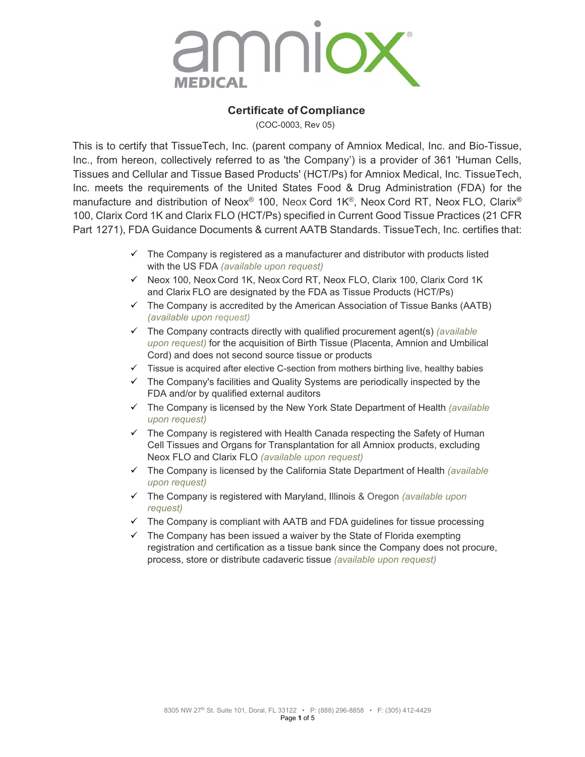# Certificate of Compliance

(COC-0003, Rev 05)

This is to certify that TissueTech, Inc. (parent company of Amniox Medical, Inc. and Bio-Tissue, Inc., from hereon, collectively referred to as 'the Company') is a provider of 361 'Human Cells, Tissues and Cellular and Tissue Based Products' (HCT/Ps) for Amniox Medical, Inc. TissueTech, Inc. meets the requirements of the United States Food & Drug Administration (FDA) for the manufacture and distribution of Neox® 100, Neox Cord 1K®, Neox Cord RT, Neox FLO, Clarix® 100, Clarix Cord 1K and Clarix FLO (HCT/Ps) specified in Current Good Tissue Practices (21 CFR Part 1271), FDA Guidance Documents & current AATB Standards. TissueTech, Inc. certifies that:

- ✓ The Company is registered as a manufacturer and distributor with products listed with the US FDA *(available upon request)*
- ✓ Neox 100, Neox Cord 1K, Neox Cord RT, Neox FLO, Clarix 100, Clarix Cord 1K and Clarix FLO are designated by the FDA as Tissue Products (HCT/Ps)
- ✓ The Company is accredited by the American Association of Tissue Banks (AATB) *(available upon request)*
- ✓ The Company contracts directly with qualified procurement agent(s) *(available upon request)* for the acquisition of Birth Tissue (Placenta, Amnion and Umbilical Cord) and does not second source tissue or products
- ✓ Tissue is acquired after elective C-section from mothers birthing live, healthy babies
- ✓ The Company's facilities and Quality Systems are periodically inspected by the FDA and/or by qualified external auditors
- ✓ The Company is licensed by the New York State Department of Health *(available upon request)*
- ✓ The Company is registered with Health Canada respecting the Safety of Human Cell Tissues and Organs for Transplantation for all Amniox products, excluding Neox FLO and Clarix FLO *(available upon request)*
- ✓ The Company is licensed by the California State Department of Health *(available upon request)*
- ✓ The Company is registered with Maryland, Illinois & Oregon *(available upon request)*
- ✓ The Company is compliant with AATB and FDA guidelines for tissue processing
- ✓ The Company has been issued a waiver by the State of Florida exempting registration and certification as a tissue bank since the Company does not procure, process, store or distribute cadaveric tissue *(available upon request)*

8305 NW 27th St. Suite 101, Doral, FL 33122 • P: (888) 296-8858 • F: (305) 412-4429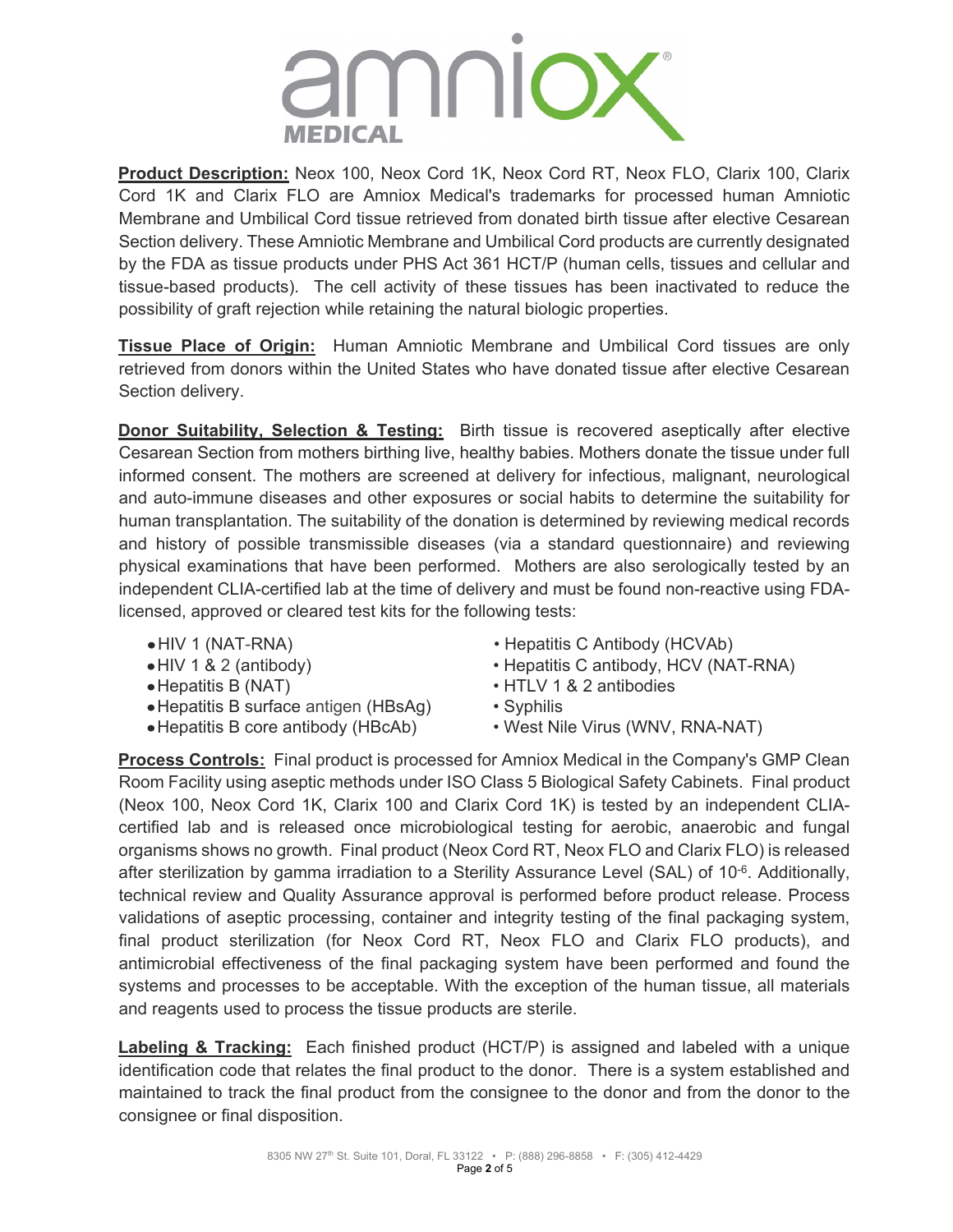**Product Description:** Neox 100, Neox Cord 1K, Neox Cord RT, Neox FLO, Clarix 100, Clarix Cord 1K and Clarix FLO are Amniox Medical's trademarks for processed human Amniotic Membrane and Umbilical Cord tissue retrieved from donated birth tissue after elective Cesarean Section delivery. These Amniotic Membrane and Umbilical Cord products are currently designated by the FDA as tissue products under PHS Act 361 HCT/P (human cells, tissues and cellular and tissue-based products). The cell activity of these tissues has been inactivated to reduce the possibility of graft rejection while retaining the natural biologic properties.

**Tissue Place of Origin:** Human Amniotic Membrane and Umbilical Cord tissues are only retrieved from donors within the United States who have donated tissue after elective Cesarean Section delivery.

**Donor Suitability, Selection & Testing:** Birth tissue is recovered aseptically after elective Cesarean Section from mothers birthing live, healthy babies. Mothers donate the tissue under full informed consent. The mothers are screened at delivery for infectious, malignant, neurological and auto-immune diseases and other exposures or social habits to determine the suitability for human transplantation. The suitability of the donation is determined by reviewing medical records and history of possible transmissible diseases (via a standard questionnaire) and reviewing physical examinations that have been performed. Mothers are also serologically tested by an independent CLIA-certified lab at the time of delivery and must be found non-reactive using FDA-licensed, approved or cleared test kits for the following tests:

- HIV 1 (NAT-RNA)
- HIV 1 & 2 (antibody)
- Hepatitis B (NAT)
- Hepatitis B surface antigen (HBsAg)
- Hepatitis B core antibody (HBcAb)
- Hepatitis C Antibody (HCVAb)
- Hepatitis C antibody, HCV (NAT-RNA)
- HTLV 1 & 2 antibodies
- Syphilis
- West Nile Virus (WNV, RNA-NAT)

**Process Controls:** Final product is processed for Amniox Medical in the Company's GMP Clean Room Facility using aseptic methods under ISO Class 5 Biological Safety Cabinets. Final product (Neox 100, Neox Cord 1K, Clarix 100 and Clarix Cord 1K) is tested by an independent CLIA-certified lab and is released once microbiological testing for aerobic, anaerobic and fungal organisms shows no growth. Final product (Neox Cord RT, Neox FLO and Clarix FLO) is released after sterilization by gamma irradiation to a Sterility Assurance Level (SAL) of $10^{-6}$. Additionally, technical review and Quality Assurance approval is performed before product release. Process validations of aseptic processing, container and integrity testing of the final packaging system, final product sterilization (for Neox Cord RT, Neox FLO and Clarix FLO products), and antimicrobial effectiveness of the final packaging system have been performed and found the systems and processes to be acceptable. With the exception of the human tissue, all materials and reagents used to process the tissue products are sterile.

**Labeling & Tracking:** Each finished product (HCT/P) is assigned and labeled with a unique identification code that relates the final product to the donor. There is a system established and maintained to track the final product from the consignee to the donor and from the donor to the consignee or final disposition.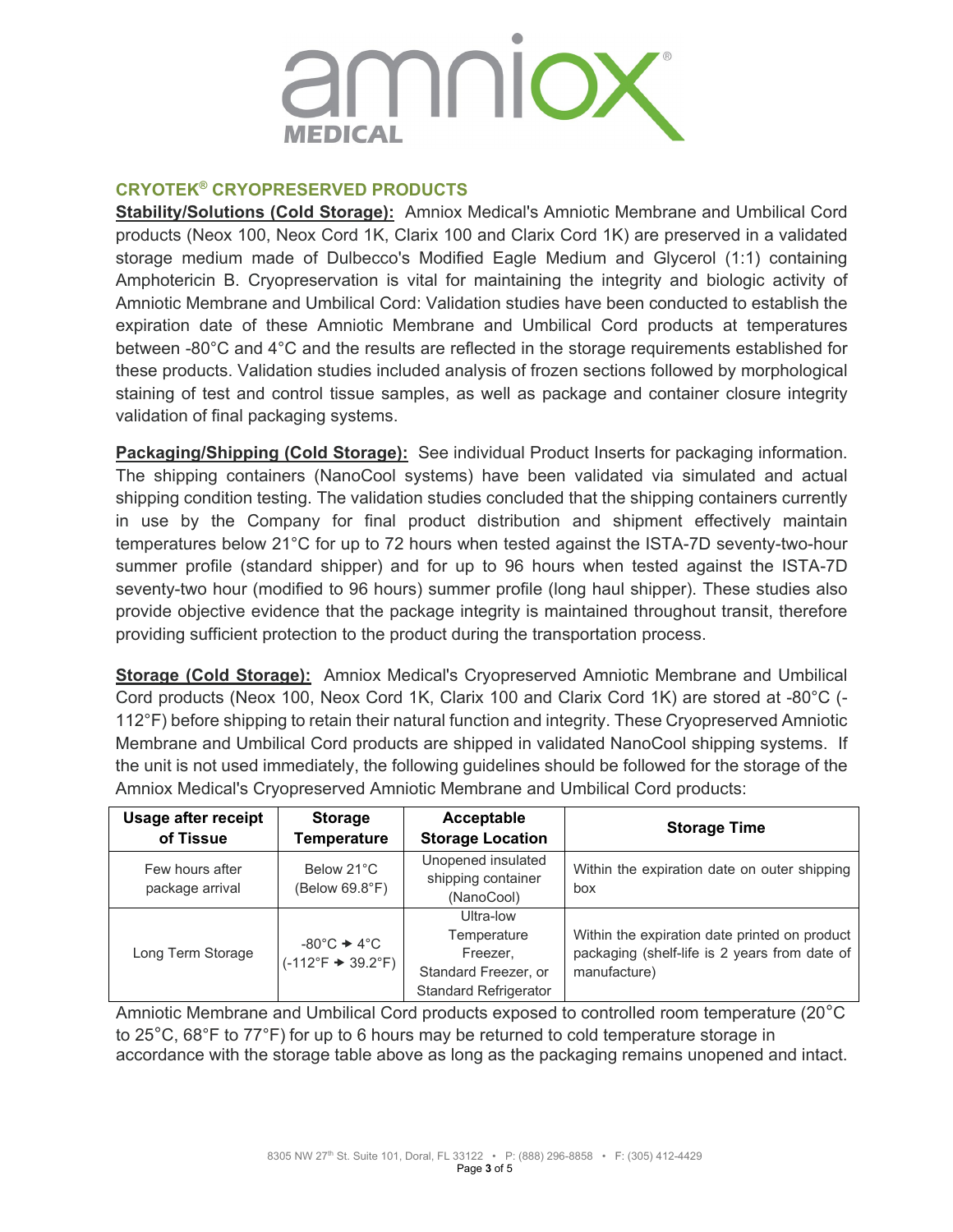## CRYOTEK® CRYOPRESERVED PRODUCTS

**Stability/Solutions (Cold Storage):** Amniox Medical's Amniotic Membrane and Umbilical Cord products (Neox 100, Neox Cord 1K, Clarix 100 and Clarix Cord 1K) are preserved in a validated storage medium made of Dulbecco's Modified Eagle Medium and Glycerol (1:1) containing Amphotericin B. Cryopreservation is vital for maintaining the integrity and biologic activity of Amniotic Membrane and Umbilical Cord: Validation studies have been conducted to establish the expiration date of these Amniotic Membrane and Umbilical Cord products at temperatures between -80°C and 4°C and the results are reflected in the storage requirements established for these products. Validation studies included analysis of frozen sections followed by morphological staining of test and control tissue samples, as well as package and container closure integrity validation of final packaging systems.

**Packaging/Shipping (Cold Storage):** See individual Product Inserts for packaging information. The shipping containers (NanoCool systems) have been validated via simulated and actual shipping condition testing. The validation studies concluded that the shipping containers currently in use by the Company for final product distribution and shipment effectively maintain temperatures below 21°C for up to 72 hours when tested against the ISTA-7D seventy-two-hour summer profile (standard shipper) and for up to 96 hours when tested against the ISTA-7D seventy-two hour (modified to 96 hours) summer profile (long haul shipper). These studies also provide objective evidence that the package integrity is maintained throughout transit, therefore providing sufficient protection to the product during the transportation process.

**Storage (Cold Storage):** Amniox Medical's Cryopreserved Amniotic Membrane and Umbilical Cord products (Neox 100, Neox Cord 1K, Clarix 100 and Clarix Cord 1K) are stored at -80°C (-112°F) before shipping to retain their natural function and integrity. These Cryopreserved Amniotic Membrane and Umbilical Cord products are shipped in validated NanoCool shipping systems. If the unit is not used immediately, the following guidelines should be followed for the storage of the Amniox Medical's Cryopreserved Amniotic Membrane and Umbilical Cord products:

| Usage after receipt of Tissue | Storage Temperature | Acceptable Storage Location | Storage Time |
|---|---|---|---|
| Few hours after package arrival | Below 21°C (Below 69.8°F) | Unopened insulated shipping container (NanoCool) | Within the expiration date on outer shipping box |
| Long Term Storage | -80°C → 4°C (-112°F → 39.2°F) | Ultra-low Temperature Freezer, Standard Freezer, or Standard Refrigerator | Within the expiration date printed on product packaging (shelf-life is 2 years from date of manufacture) |

Amniotic Membrane and Umbilical Cord products exposed to controlled room temperature (20°C to 25°C, 68°F to 77°F) for up to 6 hours may be returned to cold temperature storage in accordance with the storage table above as long as the packaging remains unopened and intact.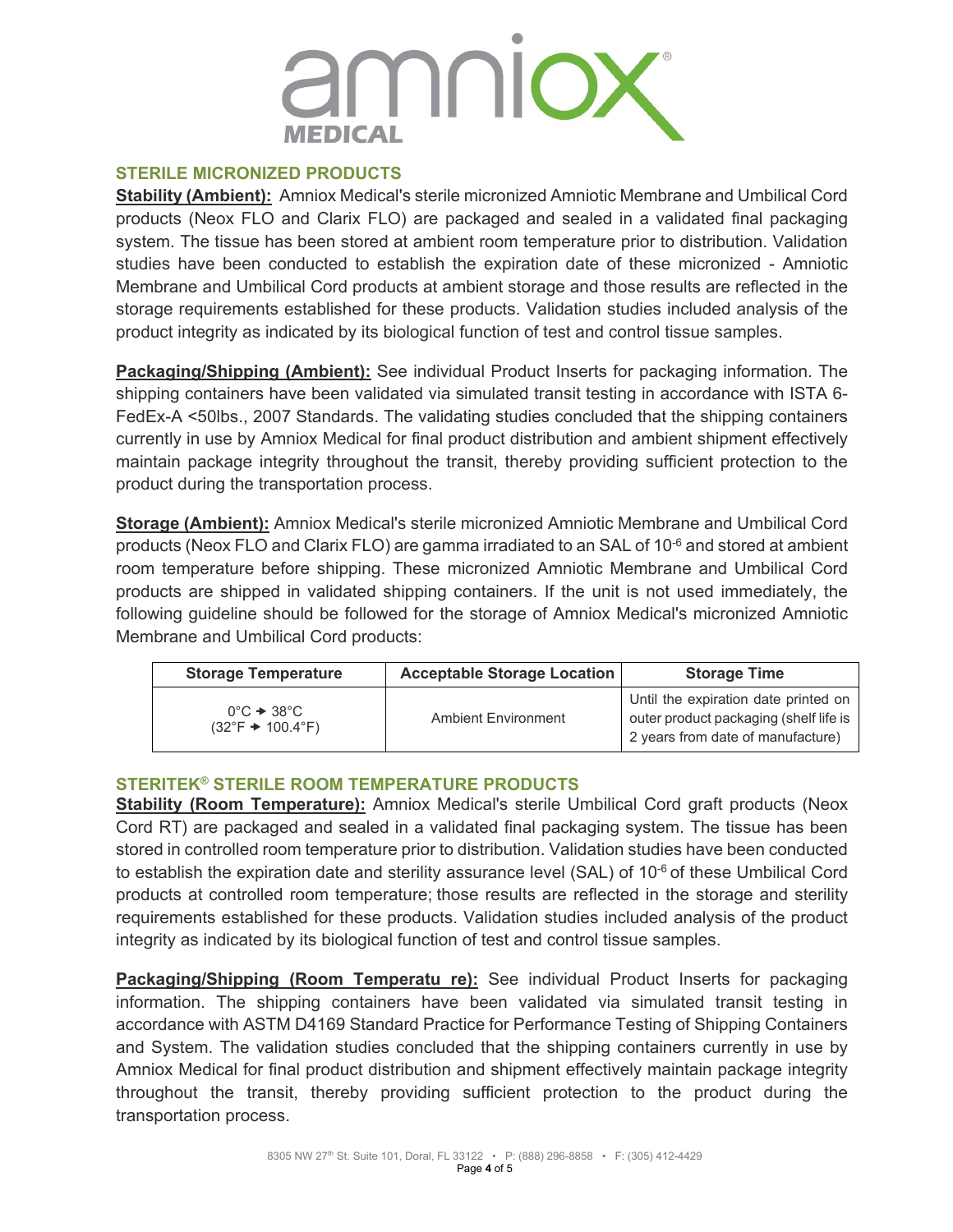## STERILE MICRONIZED PRODUCTS

**Stability (Ambient):** Amniox Medical's sterile micronized Amniotic Membrane and Umbilical Cord products (Neox FLO and Clarix FLO) are packaged and sealed in a validated final packaging system. The tissue has been stored at ambient room temperature prior to distribution. Validation studies have been conducted to establish the expiration date of these micronized - Amniotic Membrane and Umbilical Cord products at ambient storage and those results are reflected in the storage requirements established for these products. Validation studies included analysis of the product integrity as indicated by its biological function of test and control tissue samples.

**Packaging/Shipping (Ambient):** See individual Product Inserts for packaging information. The shipping containers have been validated via simulated transit testing in accordance with ISTA 6-FedEx-A <50lbs., 2007 Standards. The validating studies concluded that the shipping containers currently in use by Amniox Medical for final product distribution and ambient shipment effectively maintain package integrity throughout the transit, thereby providing sufficient protection to the product during the transportation process.

**Storage (Ambient):** Amniox Medical's sterile micronized Amniotic Membrane and Umbilical Cord products (Neox FLO and Clarix FLO) are gamma irradiated to an SAL of $10^{-6}$ and stored at ambient room temperature before shipping. These micronized Amniotic Membrane and Umbilical Cord products are shipped in validated shipping containers. If the unit is not used immediately, the following guideline should be followed for the storage of Amniox Medical's micronized Amniotic Membrane and Umbilical Cord products:

| Storage Temperature | Acceptable Storage Location | Storage Time |
|---|---|---|
| 0°C → 38°C (32°F → 100.4°F) | Ambient Environment | Until the expiration date printed on outer product packaging (shelf life is 2 years from date of manufacture) |

## STERITEK® STERILE ROOM TEMPERATURE PRODUCTS

**Stability (Room Temperature):** Amniox Medical's sterile Umbilical Cord graft products (Neox Cord RT) are packaged and sealed in a validated final packaging system. The tissue has been stored in controlled room temperature prior to distribution. Validation studies have been conducted to establish the expiration date and sterility assurance level (SAL) of $10^{-6}$ of these Umbilical Cord products at controlled room temperature; those results are reflected in the storage and sterility requirements established for these products. Validation studies included analysis of the product integrity as indicated by its biological function of test and control tissue samples.

**Packaging/Shipping (Room Temperatu re):** See individual Product Inserts for packaging information. The shipping containers have been validated via simulated transit testing in accordance with ASTM D4169 Standard Practice for Performance Testing of Shipping Containers and System. The validation studies concluded that the shipping containers currently in use by Amniox Medical for final product distribution and shipment effectively maintain package integrity throughout the transit, thereby providing sufficient protection to the product during the transportation process.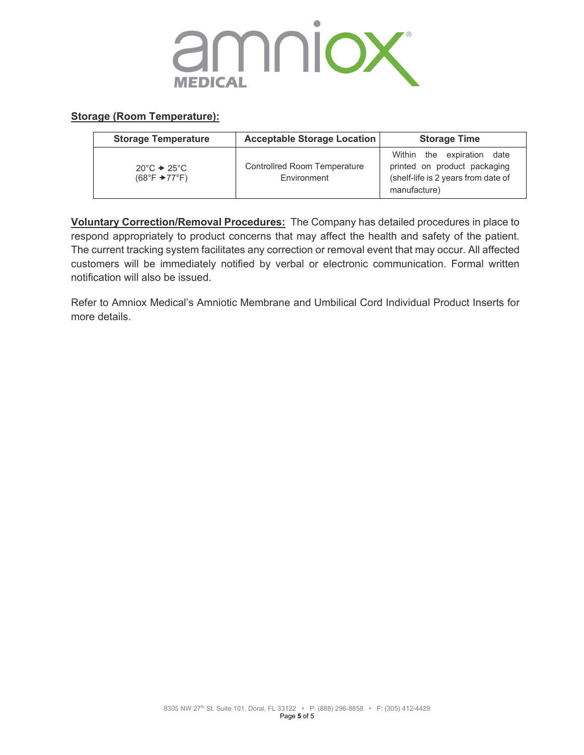**Storage (Room Temperature):**

| Storage Temperature | Acceptable Storage Location | Storage Time |
|---|---|---|
| 20°C → 25°C (68°F → 77°F) | Controllred Room Temperature Environment | Within the expiration date printed on product packaging (shelf-life is 2 years from date of manufacture) |

**Voluntary Correction/Removal Procedures:** The Company has detailed procedures in place to respond appropriately to product concerns that may affect the health and safety of the patient. The current tracking system facilitates any correction or removal event that may occur. All affected customers will be immediately notified by verbal or electronic communication. Formal written notification will also be issued.

Refer to Amniox Medical's Amniotic Membrane and Umbilical Cord Individual Product Inserts for more details.